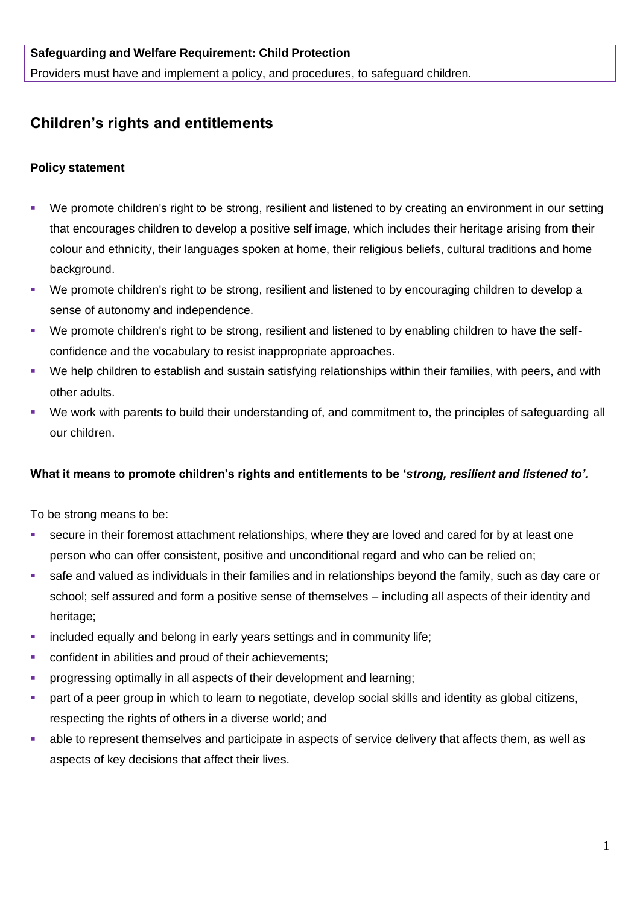**Safeguarding and Welfare Requirement: Child Protection**

Providers must have and implement a policy, and procedures, to safeguard children.

## Children's rights and entitlements

### Policy statement

- We promote children's right to be strong, resilient and listened to by creating an environment in our setting that encourages children to develop a positive self image, which includes their heritage arising from their colour and ethnicity, their languages spoken at home, their religious beliefs, cultural traditions and home background.
- We promote children's right to be strong, resilient and listened to by encouraging children to develop a sense of autonomy and independence.
- We promote children's right to be strong, resilient and listened to by enabling children to have the self-confidence and the vocabulary to resist inappropriate approaches.
- We help children to establish and sustain satisfying relationships within their families, with peers, and with other adults.
- We work with parents to build their understanding of, and commitment to, the principles of safeguarding all our children.

### What it means to promote children's rights and entitlements to be '*strong, resilient and listened to'.*

To be strong means to be:

- secure in their foremost attachment relationships, where they are loved and cared for by at least one person who can offer consistent, positive and unconditional regard and who can be relied on;
- safe and valued as individuals in their families and in relationships beyond the family, such as day care or school; self assured and form a positive sense of themselves – including all aspects of their identity and heritage;
- included equally and belong in early years settings and in community life;
- confident in abilities and proud of their achievements;
- progressing optimally in all aspects of their development and learning;
- part of a peer group in which to learn to negotiate, develop social skills and identity as global citizens, respecting the rights of others in a diverse world; and
- able to represent themselves and participate in aspects of service delivery that affects them, as well as aspects of key decisions that affect their lives.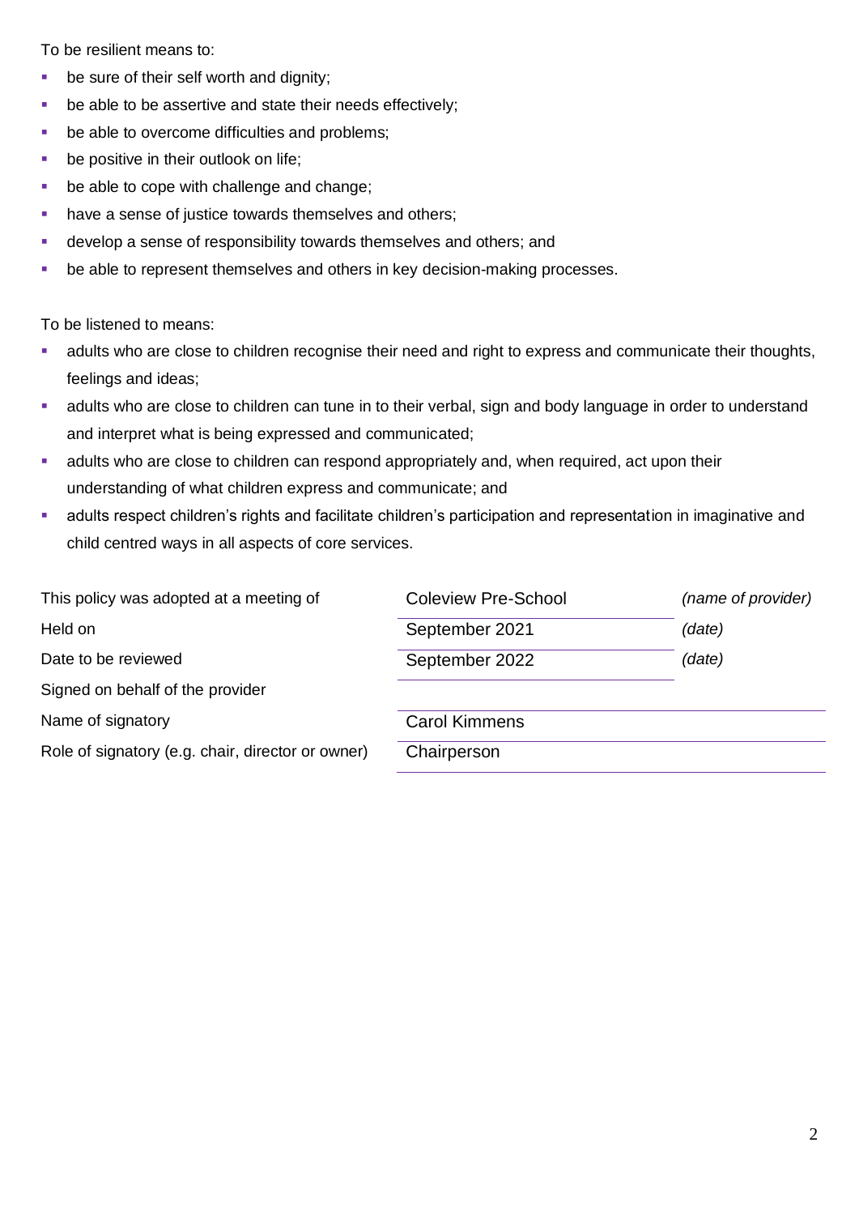To be resilient means to:

- be sure of their self worth and dignity;
- be able to be assertive and state their needs effectively;
- be able to overcome difficulties and problems;
- be positive in their outlook on life;
- be able to cope with challenge and change;
- have a sense of justice towards themselves and others;
- develop a sense of responsibility towards themselves and others; and
- be able to represent themselves and others in key decision-making processes.

To be listened to means:

- adults who are close to children recognise their need and right to express and communicate their thoughts, feelings and ideas;
- adults who are close to children can tune in to their verbal, sign and body language in order to understand and interpret what is being expressed and communicated;
- adults who are close to children can respond appropriately and, when required, act upon their understanding of what children express and communicate; and
- adults respect children's rights and facilitate children's participation and representation in imaginative and child centred ways in all aspects of core services.

| | | |
|---|---|---|
| This policy was adopted at a meeting of | Coleview Pre-School | *(name of provider)* |
| Held on | September 2021 | *(date)* |
| Date to be reviewed | September 2022 | *(date)* |
| Signed on behalf of the provider | | |
| Name of signatory | Carol Kimmens | |
| Role of signatory (e.g. chair, director or owner) | Chairperson | |